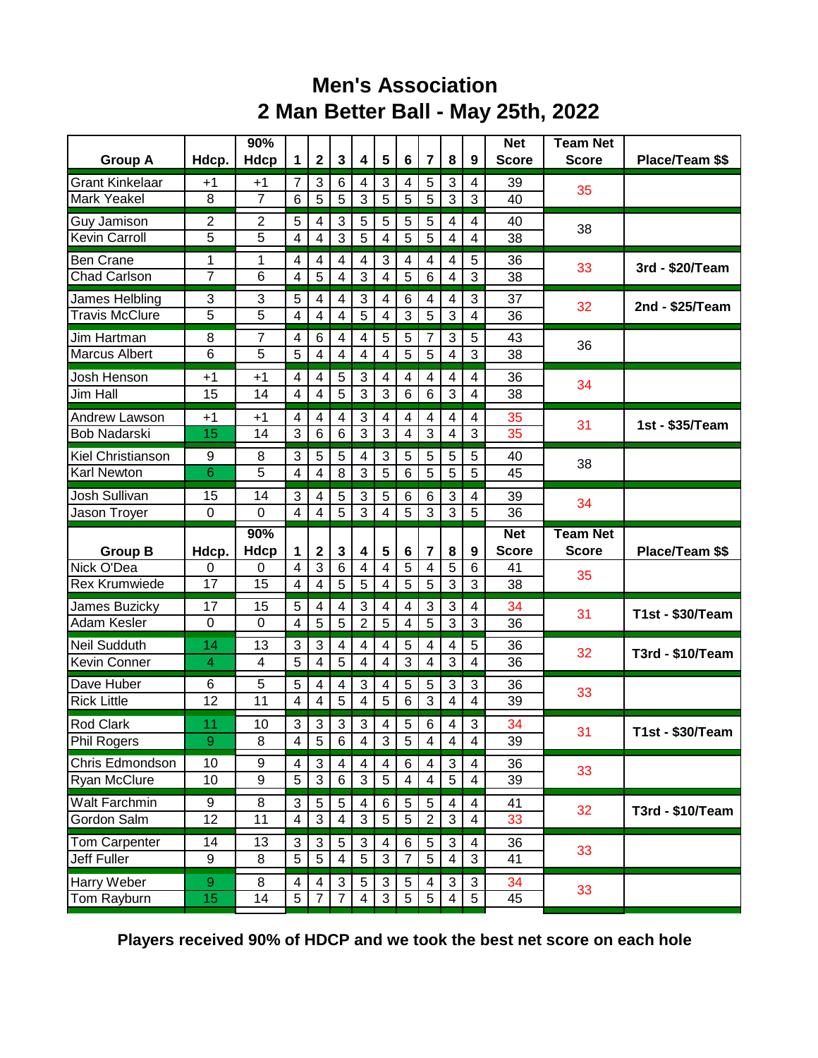# Men's Association
## 2 Man Better Ball - May 25th, 2022

| Group A | Hdcp. | 90% Hdcp | 1 | 2 | 3 | 4 | 5 | 6 | 7 | 8 | 9 | Net Score | Team Net Score | Place/Team $$ |
|---|---|---|---|---|---|---|---|---|---|---|---|---|---|---|
| Grant Kinkelaar | +1 | +1 | 7 | 3 | 6 | 4 | 3 | 4 | 5 | 3 | 4 | 39 | 35 | |
| Mark Yeakel | 8 | 7 | 6 | 5 | 5 | 3 | 5 | 5 | 5 | 3 | 3 | 40 | | |
| Guy Jamison | 2 | 2 | 5 | 4 | 3 | 5 | 5 | 5 | 5 | 4 | 4 | 40 | 38 | |
| Kevin Carroll | 5 | 5 | 4 | 4 | 3 | 5 | 4 | 5 | 5 | 4 | 4 | 38 | | |
| Ben Crane | 1 | 1 | 4 | 4 | 4 | 4 | 3 | 4 | 4 | 4 | 5 | 36 | 33 | 3rd - $20/Team |
| Chad Carlson | 7 | 6 | 4 | 5 | 4 | 3 | 4 | 5 | 6 | 4 | 3 | 38 | | |
| James Helbling | 3 | 3 | 5 | 4 | 4 | 3 | 4 | 6 | 4 | 4 | 3 | 37 | 32 | 2nd - $25/Team |
| Travis McClure | 5 | 5 | 4 | 4 | 4 | 5 | 4 | 3 | 5 | 3 | 4 | 36 | | |
| Jim Hartman | 8 | 7 | 4 | 6 | 4 | 4 | 5 | 5 | 7 | 3 | 5 | 43 | 36 | |
| Marcus Albert | 6 | 5 | 5 | 4 | 4 | 4 | 4 | 5 | 5 | 4 | 3 | 38 | | |
| Josh Henson | +1 | +1 | 4 | 4 | 5 | 3 | 4 | 4 | 4 | 4 | 4 | 36 | 34 | |
| Jim Hall | 15 | 14 | 4 | 4 | 5 | 3 | 3 | 6 | 6 | 3 | 4 | 38 | | |
| Andrew Lawson | +1 | +1 | 4 | 4 | 4 | 3 | 4 | 4 | 4 | 4 | 4 | 35 | 31 | 1st - $35/Team |
| Bob Nadarski | 15 | 14 | 3 | 6 | 6 | 3 | 3 | 4 | 3 | 4 | 3 | 35 | | |
| Kiel Christianson | 9 | 8 | 3 | 5 | 5 | 4 | 3 | 5 | 5 | 5 | 5 | 40 | 38 | |
| Karl Newton | 6 | 5 | 4 | 4 | 8 | 3 | 5 | 6 | 5 | 5 | 5 | 45 | | |
| Josh Sullivan | 15 | 14 | 3 | 4 | 5 | 3 | 5 | 6 | 6 | 3 | 4 | 39 | 34 | |
| Jason Troyer | 0 | 0 | 4 | 4 | 5 | 3 | 4 | 5 | 3 | 3 | 5 | 36 | | |

| Group B | Hdcp. | 90% Hdcp | 1 | 2 | 3 | 4 | 5 | 6 | 7 | 8 | 9 | Net Score | Team Net Score | Place/Team $$ |
|---|---|---|---|---|---|---|---|---|---|---|---|---|---|---|
| Nick O'Dea | 0 | 0 | 4 | 3 | 6 | 4 | 4 | 5 | 4 | 5 | 6 | 41 | 35 | |
| Rex Krumwiede | 17 | 15 | 4 | 4 | 5 | 5 | 4 | 5 | 5 | 3 | 3 | 38 | | |
| James Buzicky | 17 | 15 | 5 | 4 | 4 | 3 | 4 | 4 | 3 | 3 | 4 | 34 | 31 | T1st - $30/Team |
| Adam Kesler | 0 | 0 | 4 | 5 | 5 | 2 | 5 | 4 | 5 | 3 | 3 | 36 | | |
| Neil Sudduth | 14 | 13 | 3 | 3 | 4 | 4 | 4 | 5 | 4 | 4 | 5 | 36 | 32 | T3rd - $10/Team |
| Kevin Conner | 4 | 4 | 5 | 4 | 5 | 4 | 4 | 3 | 4 | 3 | 4 | 36 | | |
| Dave Huber | 6 | 5 | 5 | 4 | 4 | 3 | 4 | 5 | 5 | 3 | 3 | 36 | 33 | |
| Rick Little | 12 | 11 | 4 | 4 | 5 | 4 | 5 | 6 | 3 | 4 | 4 | 39 | | |
| Rod Clark | 11 | 10 | 3 | 3 | 3 | 3 | 4 | 5 | 6 | 4 | 3 | 34 | 31 | T1st - $30/Team |
| Phil Rogers | 9 | 8 | 4 | 5 | 6 | 4 | 3 | 5 | 4 | 4 | 4 | 39 | | |
| Chris Edmondson | 10 | 9 | 4 | 3 | 4 | 4 | 4 | 6 | 4 | 3 | 4 | 36 | 33 | |
| Ryan McClure | 10 | 9 | 5 | 3 | 6 | 3 | 5 | 4 | 4 | 5 | 4 | 39 | | |
| Walt Farchmin | 9 | 8 | 3 | 5 | 5 | 4 | 6 | 5 | 5 | 4 | 4 | 41 | 32 | T3rd - $10/Team |
| Gordon Salm | 12 | 11 | 4 | 3 | 4 | 3 | 5 | 5 | 2 | 3 | 4 | 33 | | |
| Tom Carpenter | 14 | 13 | 3 | 3 | 5 | 3 | 4 | 6 | 5 | 3 | 4 | 36 | 33 | |
| Jeff Fuller | 9 | 8 | 5 | 5 | 4 | 5 | 3 | 7 | 5 | 4 | 3 | 41 | | |
| Harry Weber | 9 | 8 | 4 | 4 | 3 | 5 | 3 | 5 | 4 | 3 | 3 | 34 | 33 | |
| Tom Rayburn | 15 | 14 | 5 | 7 | 7 | 4 | 3 | 5 | 5 | 4 | 5 | 45 | | |

**Players received 90% of HDCP and we took the best net score on each hole**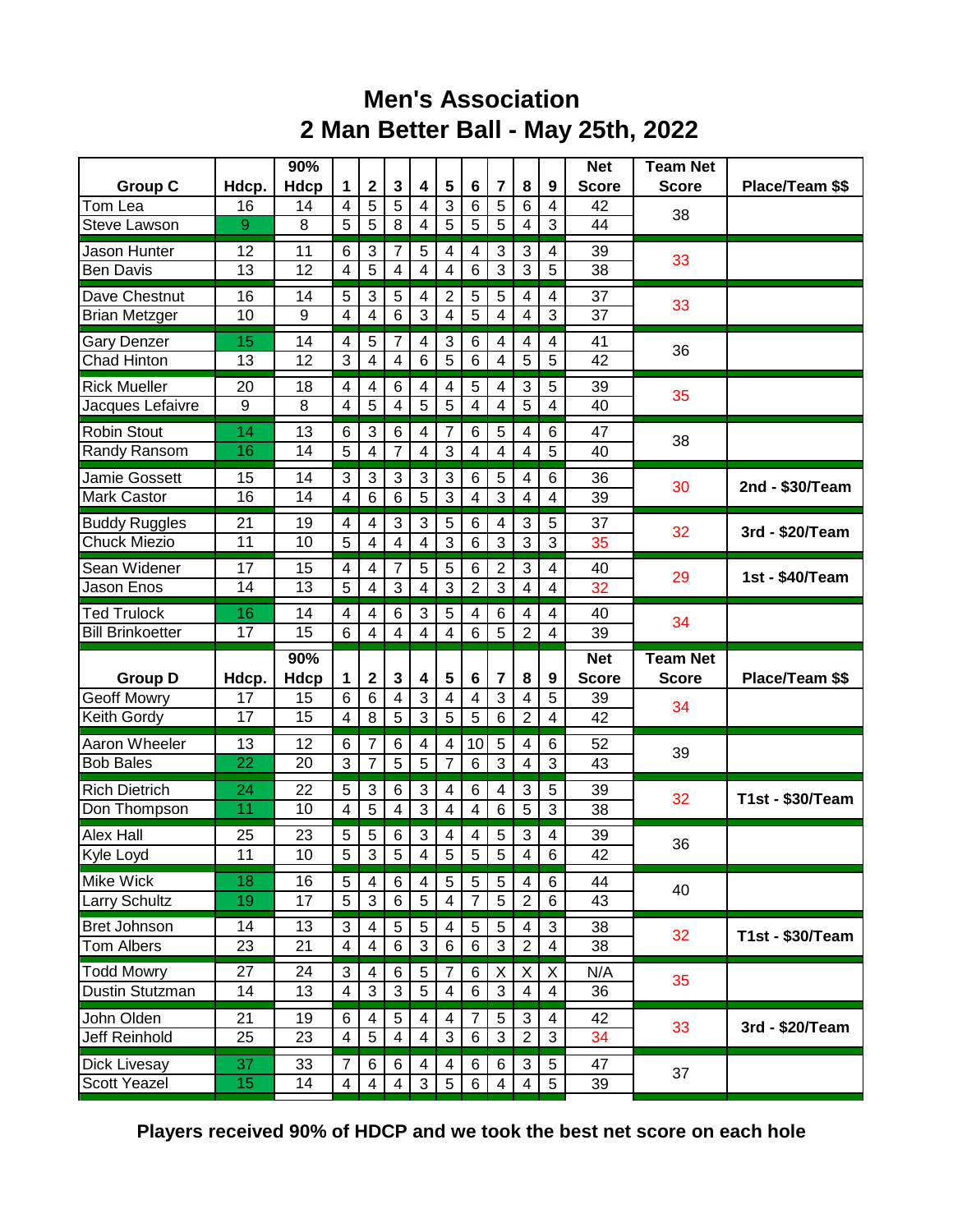# Men's Association
## 2 Man Better Ball - May 25th, 2022

| Group C | Hdcp. | 90% Hdcp | 1 | 2 | 3 | 4 | 5 | 6 | 7 | 8 | 9 | Net Score | Team Net Score | Place/Team $$ |
|---|---|---|---|---|---|---|---|---|---|---|---|---|---|---|
| Tom Lea | 16 | 14 | 4 | 5 | 5 | 4 | 3 | 6 | 5 | 6 | 4 | 42 | 38 | |
| Steve Lawson | 9 | 8 | 5 | 5 | 8 | 4 | 5 | 5 | 5 | 4 | 3 | 44 | | |
| Jason Hunter | 12 | 11 | 6 | 3 | 7 | 5 | 4 | 4 | 3 | 3 | 4 | 39 | 33 | |
| Ben Davis | 13 | 12 | 4 | 5 | 4 | 4 | 4 | 6 | 3 | 3 | 5 | 38 | | |
| Dave Chestnut | 16 | 14 | 5 | 3 | 5 | 4 | 2 | 5 | 5 | 4 | 4 | 37 | 33 | |
| Brian Metzger | 10 | 9 | 4 | 4 | 6 | 3 | 4 | 5 | 4 | 4 | 3 | 37 | | |
| Gary Denzer | 15 | 14 | 4 | 5 | 7 | 4 | 3 | 6 | 4 | 4 | 4 | 41 | 36 | |
| Chad Hinton | 13 | 12 | 3 | 4 | 4 | 6 | 5 | 6 | 4 | 5 | 5 | 42 | | |
| Rick Mueller | 20 | 18 | 4 | 4 | 6 | 4 | 4 | 5 | 4 | 3 | 5 | 39 | 35 | |
| Jacques Lefaivre | 9 | 8 | 4 | 5 | 4 | 5 | 5 | 4 | 4 | 5 | 4 | 40 | | |
| Robin Stout | 14 | 13 | 6 | 3 | 6 | 4 | 7 | 6 | 5 | 4 | 6 | 47 | 38 | |
| Randy Ransom | 16 | 14 | 5 | 4 | 7 | 4 | 3 | 4 | 4 | 4 | 5 | 40 | | |
| Jamie Gossett | 15 | 14 | 3 | 3 | 3 | 3 | 3 | 6 | 5 | 4 | 6 | 36 | 30 | 2nd - $30/Team |
| Mark Castor | 16 | 14 | 4 | 6 | 6 | 5 | 3 | 4 | 3 | 4 | 4 | 39 | | |
| Buddy Ruggles | 21 | 19 | 4 | 4 | 3 | 3 | 5 | 6 | 4 | 3 | 5 | 37 | 32 | 3rd - $20/Team |
| Chuck Miezio | 11 | 10 | 5 | 4 | 4 | 4 | 3 | 6 | 3 | 3 | 3 | 35 | | |
| Sean Widener | 17 | 15 | 4 | 4 | 7 | 5 | 5 | 6 | 2 | 3 | 4 | 40 | 29 | 1st - $40/Team |
| Jason Enos | 14 | 13 | 5 | 4 | 3 | 4 | 3 | 2 | 3 | 4 | 4 | 32 | | |
| Ted Trulock | 16 | 14 | 4 | 4 | 6 | 3 | 5 | 4 | 6 | 4 | 4 | 40 | 34 | |
| Bill Brinkoetter | 17 | 15 | 6 | 4 | 4 | 4 | 4 | 6 | 5 | 2 | 4 | 39 | | |

| Group D | Hdcp. | 90% Hdcp | 1 | 2 | 3 | 4 | 5 | 6 | 7 | 8 | 9 | Net Score | Team Net Score | Place/Team $$ |
|---|---|---|---|---|---|---|---|---|---|---|---|---|---|---|
| Geoff Mowry | 17 | 15 | 6 | 6 | 4 | 3 | 4 | 4 | 3 | 4 | 5 | 39 | 34 | |
| Keith Gordy | 17 | 15 | 4 | 8 | 5 | 3 | 5 | 5 | 6 | 2 | 4 | 42 | | |
| Aaron Wheeler | 13 | 12 | 6 | 7 | 6 | 4 | 4 | 10 | 5 | 4 | 6 | 52 | 39 | |
| Bob Bales | 22 | 20 | 3 | 7 | 5 | 5 | 7 | 6 | 3 | 4 | 3 | 43 | | |
| Rich Dietrich | 24 | 22 | 5 | 3 | 6 | 3 | 4 | 6 | 4 | 3 | 5 | 39 | 32 | T1st - $30/Team |
| Don Thompson | 11 | 10 | 4 | 5 | 4 | 3 | 4 | 4 | 6 | 5 | 3 | 38 | | |
| Alex Hall | 25 | 23 | 5 | 5 | 6 | 3 | 4 | 4 | 5 | 3 | 4 | 39 | 36 | |
| Kyle Loyd | 11 | 10 | 5 | 3 | 5 | 4 | 5 | 5 | 5 | 4 | 6 | 42 | | |
| Mike Wick | 18 | 16 | 5 | 4 | 6 | 4 | 5 | 5 | 5 | 4 | 6 | 44 | 40 | |
| Larry Schultz | 19 | 17 | 5 | 3 | 6 | 5 | 4 | 7 | 5 | 2 | 6 | 43 | | |
| Bret Johnson | 14 | 13 | 3 | 4 | 5 | 5 | 4 | 5 | 5 | 4 | 3 | 38 | 32 | T1st - $30/Team |
| Tom Albers | 23 | 21 | 4 | 4 | 6 | 3 | 6 | 6 | 3 | 2 | 4 | 38 | | |
| Todd Mowry | 27 | 24 | 3 | 4 | 6 | 5 | 7 | 6 | X | X | X | N/A | 35 | |
| Dustin Stutzman | 14 | 13 | 4 | 3 | 3 | 5 | 4 | 6 | 3 | 4 | 4 | 36 | | |
| John Olden | 21 | 19 | 6 | 4 | 5 | 4 | 4 | 7 | 5 | 3 | 4 | 42 | 33 | 3rd - $20/Team |
| Jeff Reinhold | 25 | 23 | 4 | 5 | 4 | 4 | 3 | 6 | 3 | 2 | 3 | 34 | | |
| Dick Livesay | 37 | 33 | 7 | 6 | 6 | 4 | 4 | 6 | 6 | 3 | 5 | 47 | 37 | |
| Scott Yeazel | 15 | 14 | 4 | 4 | 4 | 3 | 5 | 6 | 4 | 4 | 5 | 39 | | |

**Players received 90% of HDCP and we took the best net score on each hole**